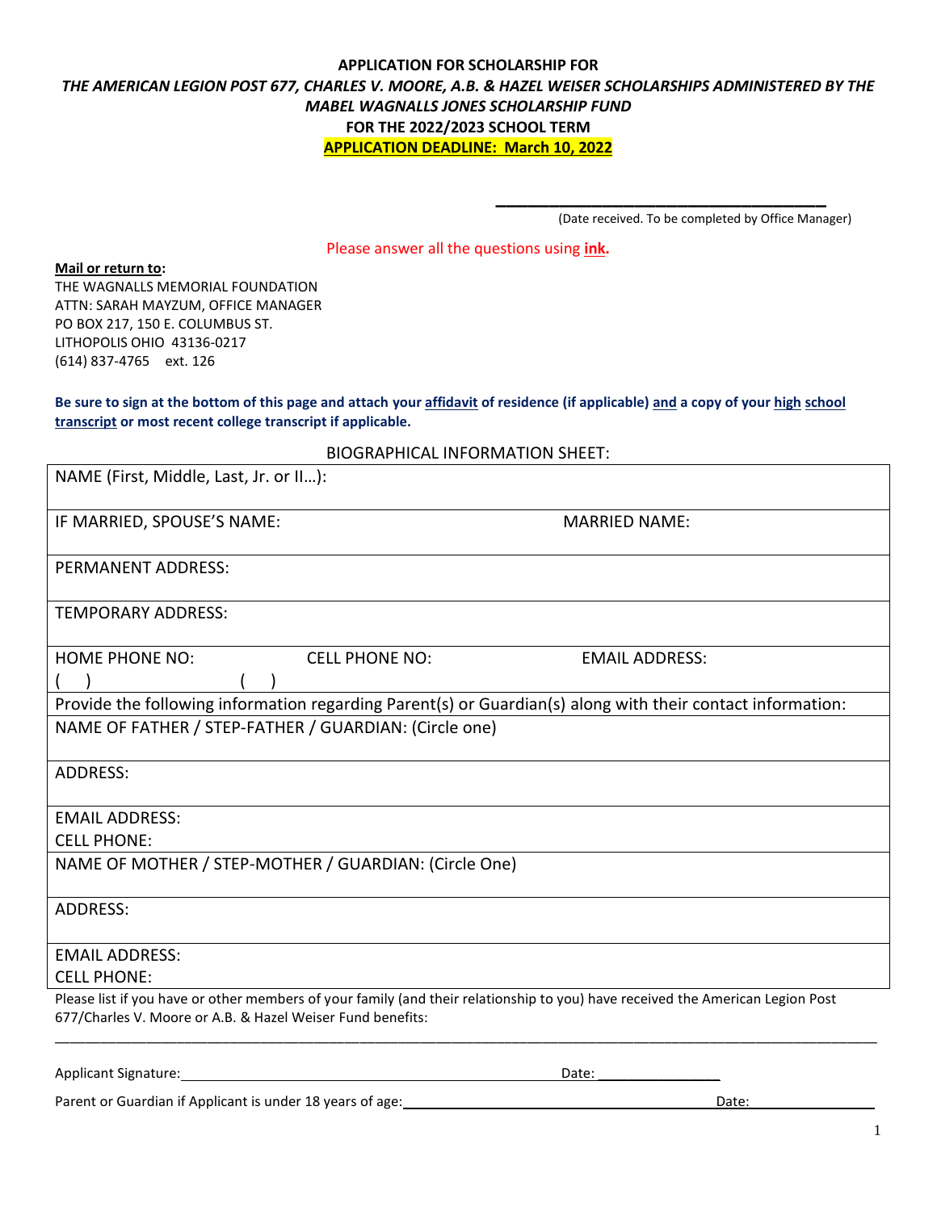**APPLICATION FOR SCHOLARSHIP FOR**

***THE AMERICAN LEGION POST 677, CHARLES V. MOORE, A.B. & HAZEL WEISER SCHOLARSHIPS ADMINISTERED BY THE MABEL WAGNALLS JONES SCHOLARSHIP FUND***

**FOR THE 2022/2023 SCHOOL TERM**

**APPLICATION DEADLINE: March 10, 2022**

\_\_\_\_\_\_\_\_\_\_\_\_\_\_\_\_\_\_\_\_\_\_\_\_\_\_\_\_\_\_\_\_\_\_\_\_
(Date received. To be completed by Office Manager)

Please answer all the questions using **ink.**

**Mail or return to:**
THE WAGNALLS MEMORIAL FOUNDATION
ATTN: SARAH MAYZUM, OFFICE MANAGER
PO BOX 217, 150 E. COLUMBUS ST.
LITHOPOLIS OHIO 43136-0217
(614) 837-4765 ext. 126

**Be sure to sign at the bottom of this page and attach your affidavit of residence (if applicable) and a copy of your high school transcript or most recent college transcript if applicable.**

BIOGRAPHICAL INFORMATION SHEET:

| | | |
|---|---|---|
| NAME (First, Middle, Last, Jr. or II…): | | |
| IF MARRIED, SPOUSE'S NAME: | | MARRIED NAME: |
| PERMANENT ADDRESS: | | |
| TEMPORARY ADDRESS: | | |
| HOME PHONE NO: ( ) | CELL PHONE NO: ( ) | EMAIL ADDRESS: |
| Provide the following information regarding Parent(s) or Guardian(s) along with their contact information: | | |
| NAME OF FATHER / STEP-FATHER / GUARDIAN: (Circle one) | | |
| ADDRESS: | | |
| EMAIL ADDRESS: CELL PHONE: | | |
| NAME OF MOTHER / STEP-MOTHER / GUARDIAN: (Circle One) | | |
| ADDRESS: | | |
| EMAIL ADDRESS: CELL PHONE: | | |

Please list if you have or other members of your family (and their relationship to you) have received the American Legion Post 677/Charles V. Moore or A.B. & Hazel Weiser Fund benefits:

\_\_\_\_\_\_\_\_\_\_\_\_\_\_\_\_\_\_\_\_\_\_\_\_\_\_\_\_\_\_\_\_\_\_\_\_\_\_\_\_\_\_\_\_\_\_\_\_\_\_\_\_\_\_\_\_\_\_\_\_\_\_\_\_\_\_\_\_\_\_\_\_

Applicant Signature:\_\_\_\_\_\_\_\_\_\_\_\_\_\_\_\_\_\_\_\_\_\_\_\_\_\_\_\_\_\_\_\_\_\_\_\_ Date: \_\_\_\_\_\_\_\_\_\_\_\_\_\_\_\_

Parent or Guardian if Applicant is under 18 years of age:\_\_\_\_\_\_\_\_\_\_\_\_\_\_\_\_\_\_\_\_\_\_\_\_\_\_\_\_ Date:\_\_\_\_\_\_\_\_\_\_\_\_\_\_\_\_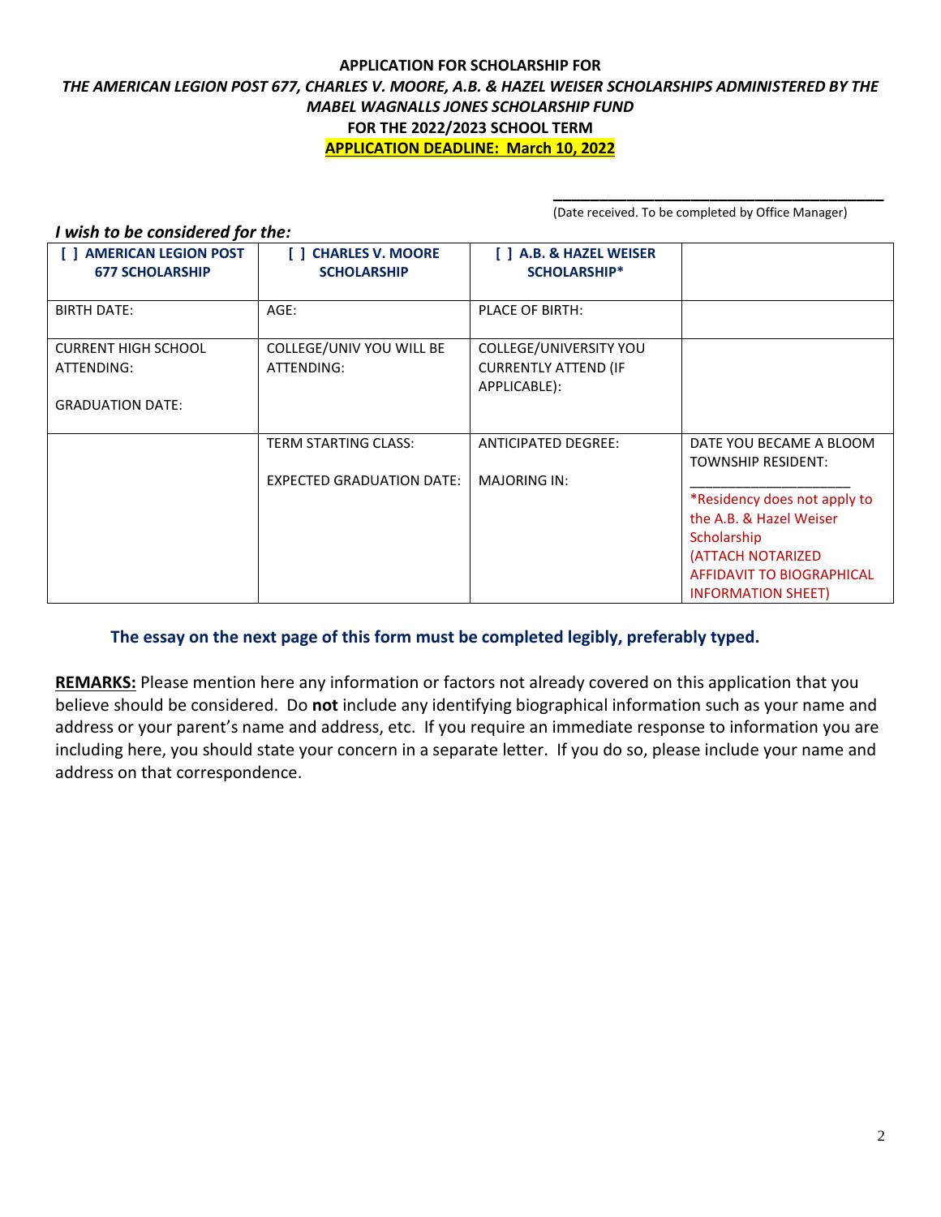**APPLICATION FOR SCHOLARSHIP FOR**

***THE AMERICAN LEGION POST 677, CHARLES V. MOORE, A.B. & HAZEL WEISER SCHOLARSHIPS ADMINISTERED BY THE MABEL WAGNALLS JONES SCHOLARSHIP FUND***

**FOR THE 2022/2023 SCHOOL TERM**

**APPLICATION DEADLINE: March 10, 2022**

\_\_\_\_\_\_\_\_\_\_\_\_\_\_\_\_\_\_\_\_\_\_\_\_\_\_\_\_\_\_\_\_\_\_\_\_\_\_\_\_
(Date received. To be completed by Office Manager)

***I wish to be considered for the:***

| [ ] AMERICAN LEGION POST 677 SCHOLARSHIP | [ ] CHARLES V. MOORE SCHOLARSHIP | [ ] A.B. & HAZEL WEISER SCHOLARSHIP* | |
|---|---|---|---|
| BIRTH DATE: | AGE: | PLACE OF BIRTH: | |
| CURRENT HIGH SCHOOL ATTENDING:<br><br>GRADUATION DATE: | COLLEGE/UNIV YOU WILL BE ATTENDING: | COLLEGE/UNIVERSITY YOU CURRENTLY ATTEND (IF APPLICABLE): | |
| | TERM STARTING CLASS:<br><br>EXPECTED GRADUATION DATE: | ANTICIPATED DEGREE:<br><br>MAJORING IN: | DATE YOU BECAME A BLOOM TOWNSHIP RESIDENT:<br>\_\_\_\_\_\_\_\_\_\_\_\_\_\_\_\_\_\_\_\_<br>*Residency does not apply to the A.B. & Hazel Weiser Scholarship (ATTACH NOTARIZED AFFIDAVIT TO BIOGRAPHICAL INFORMATION SHEET) |

**The essay on the next page of this form must be completed legibly, preferably typed.**

**REMARKS:** Please mention here any information or factors not already covered on this application that you believe should be considered. Do **not** include any identifying biographical information such as your name and address or your parent's name and address, etc. If you require an immediate response to information you are including here, you should state your concern in a separate letter. If you do so, please include your name and address on that correspondence.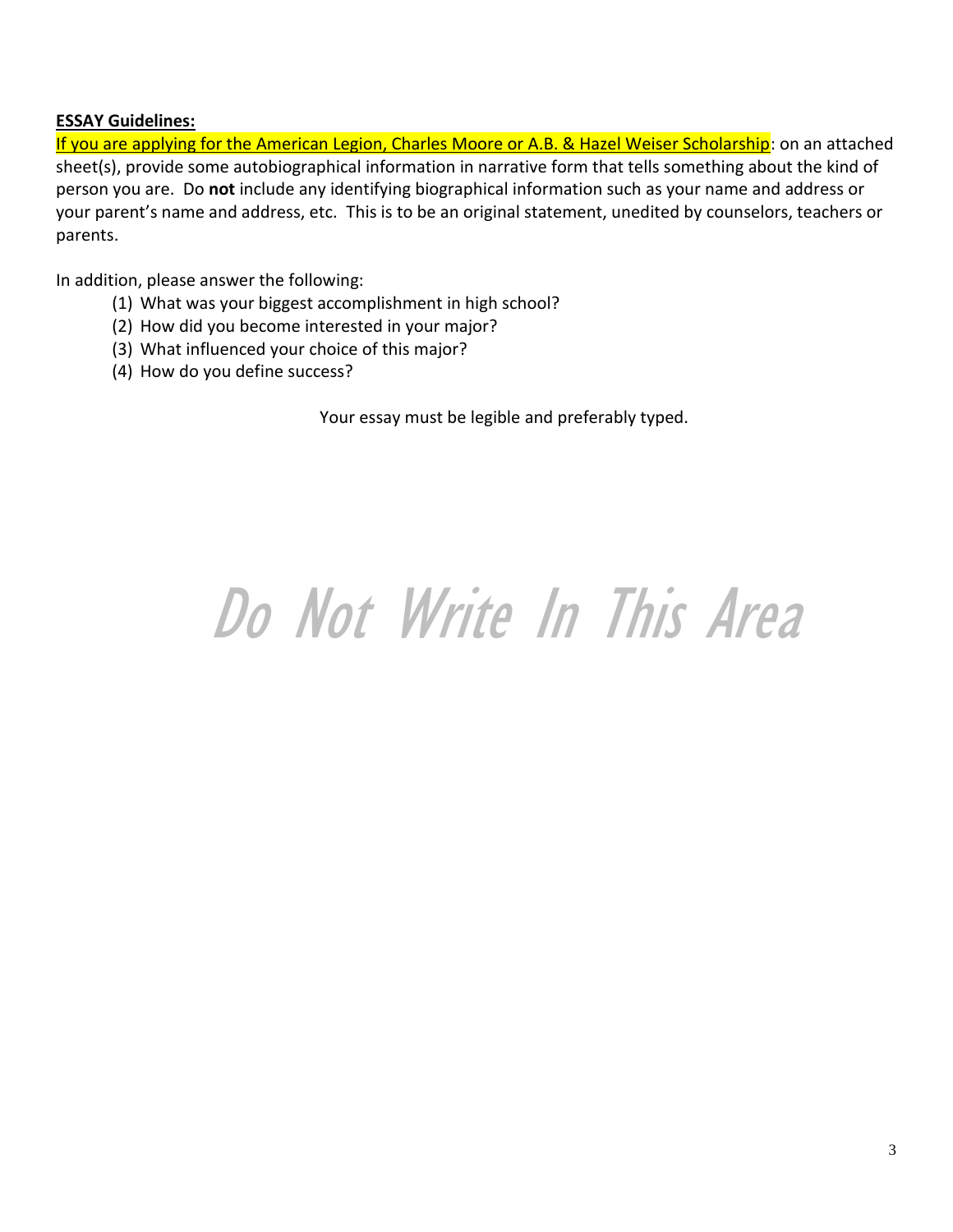**ESSAY Guidelines:**

If you are applying for the American Legion, Charles Moore or A.B. & Hazel Weiser Scholarship: on an attached sheet(s), provide some autobiographical information in narrative form that tells something about the kind of person you are. Do **not** include any identifying biographical information such as your name and address or your parent's name and address, etc. This is to be an original statement, unedited by counselors, teachers or parents.

In addition, please answer the following:

(1) What was your biggest accomplishment in high school?
(2) How did you become interested in your major?
(3) What influenced your choice of this major?
(4) How do you define success?

Your essay must be legible and preferably typed.

*Do Not Write In This Area*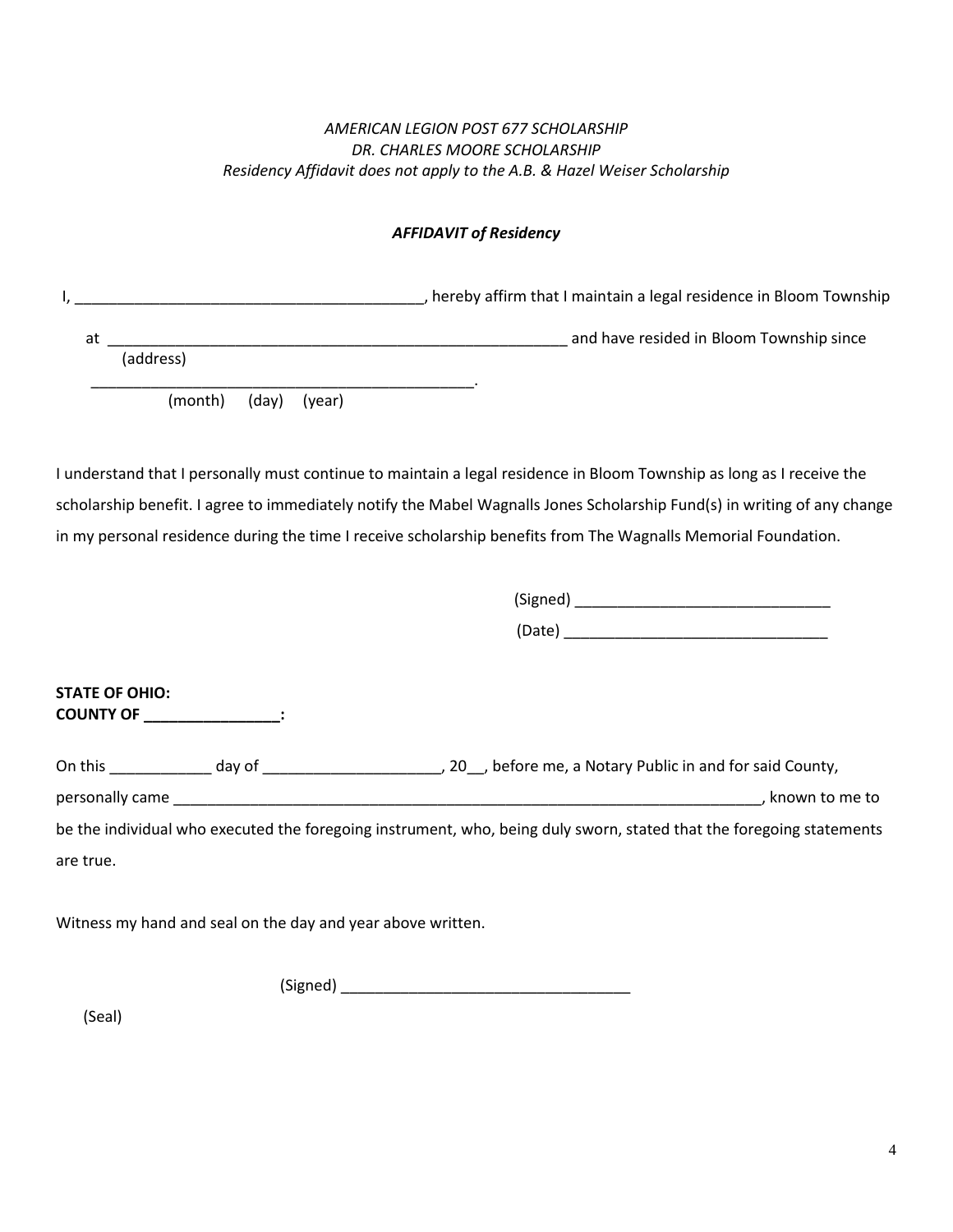*AMERICAN LEGION POST 677 SCHOLARSHIP*
*DR. CHARLES MOORE SCHOLARSHIP*
*Residency Affidavit does not apply to the A.B. & Hazel Weiser Scholarship*

***AFFIDAVIT of Residency***

I, _________________________________________, hereby affirm that I maintain a legal residence in Bloom Township

at _______________________________________________________ and have resided in Bloom Township since
(address)

_______________________________________________.
(month) (day) (year)

I understand that I personally must continue to maintain a legal residence in Bloom Township as long as I receive the scholarship benefit. I agree to immediately notify the Mabel Wagnalls Jones Scholarship Fund(s) in writing of any change in my personal residence during the time I receive scholarship benefits from The Wagnalls Memorial Foundation.

(Signed) ______________________________

(Date) _______________________________

**STATE OF OHIO:**
**COUNTY OF ________________:**

On this ____________ day of _____________________, 20__, before me, a Notary Public in and for said County, personally came _________________________________________________________________________, known to me to be the individual who executed the foregoing instrument, who, being duly sworn, stated that the foregoing statements are true.

Witness my hand and seal on the day and year above written.

(Signed) __________________________________

(Seal)